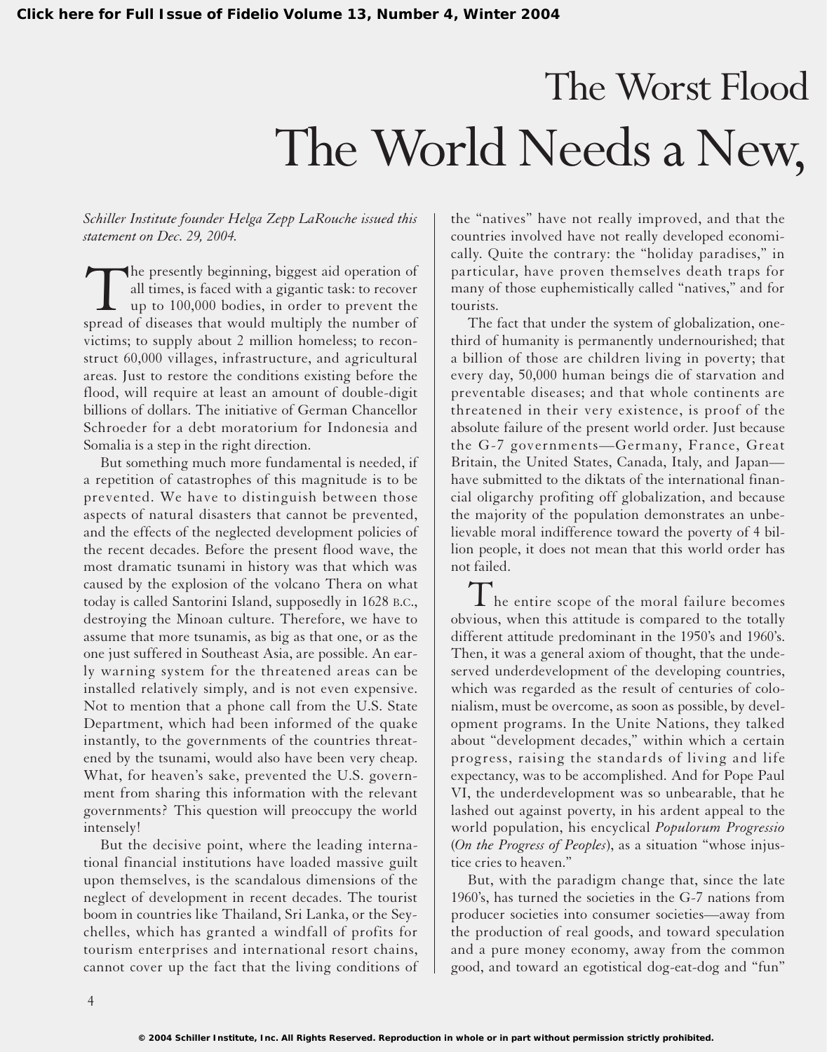# The Worst Flood

# The World Needs a New,

*Schiller Institute founder Helga Zepp LaRouche issued this statement on Dec. 29, 2004.*

The presently beginning, biggest aid operation of all times, is faced with a gigantic task: to recover up to 100,000 bodies, in order to prevent the spread of diseases that would multiply the number of victims; to supply about 2 million homeless; to reconstruct 60,000 villages, infrastructure, and agricultural areas. Just to restore the conditions existing before the flood, will require at least an amount of double-digit billions of dollars. The initiative of German Chancellor Schroeder for a debt moratorium for Indonesia and Somalia is a step in the right direction.

But something much more fundamental is needed, if a repetition of catastrophes of this magnitude is to be prevented. We have to distinguish between those aspects of natural disasters that cannot be prevented, and the effects of the neglected development policies of the recent decades. Before the present flood wave, the most dramatic tsunami in history was that which was caused by the explosion of the volcano Thera on what today is called Santorini Island, supposedly in 1628 B.C., destroying the Minoan culture. Therefore, we have to assume that more tsunamis, as big as that one, or as the one just suffered in Southeast Asia, are possible. An early warning system for the threatened areas can be installed relatively simply, and is not even expensive. Not to mention that a phone call from the U.S. State Department, which had been informed of the quake instantly, to the governments of the countries threatened by the tsunami, would also have been very cheap. What, for heaven's sake, prevented the U.S. government from sharing this information with the relevant governments? This question will preoccupy the world intensely!

But the decisive point, where the leading international financial institutions have loaded massive guilt upon themselves, is the scandalous dimensions of the neglect of development in recent decades. The tourist boom in countries like Thailand, Sri Lanka, or the Seychelles, which has granted a windfall of profits for tourism enterprises and international resort chains, cannot cover up the fact that the living conditions of the "natives" have not really improved, and that the countries involved have not really developed economically. Quite the contrary: the "holiday paradises," in particular, have proven themselves death traps for many of those euphemistically called "natives," and for tourists.

The fact that under the system of globalization, one-third of humanity is permanently undernourished; that a billion of those are children living in poverty; that every day, 50,000 human beings die of starvation and preventable diseases; and that whole continents are threatened in their very existence, is proof of the absolute failure of the present world order. Just because the G-7 governments—Germany, France, Great Britain, the United States, Canada, Italy, and Japan—have submitted to the diktats of the international financial oligarchy profiting off globalization, and because the majority of the population demonstrates an unbelievable moral indifference toward the poverty of 4 billion people, it does not mean that this world order has not failed.

The entire scope of the moral failure becomes obvious, when this attitude is compared to the totally different attitude predominant in the 1950's and 1960's. Then, it was a general axiom of thought, that the undeserved underdevelopment of the developing countries, which was regarded as the result of centuries of colonialism, must be overcome, as soon as possible, by development programs. In the Unite Nations, they talked about "development decades," within which a certain progress, raising the standards of living and life expectancy, was to be accomplished. And for Pope Paul VI, the underdevelopment was so unbearable, that he lashed out against poverty, in his ardent appeal to the world population, his encyclical *Populorum Progressio* (*On the Progress of Peoples*), as a situation "whose injustice cries to heaven."

But, with the paradigm change that, since the late 1960's, has turned the societies in the G-7 nations from producer societies into consumer societies—away from the production of real goods, and toward speculation and a pure money economy, away from the common good, and toward an egotistical dog-eat-dog and "fun"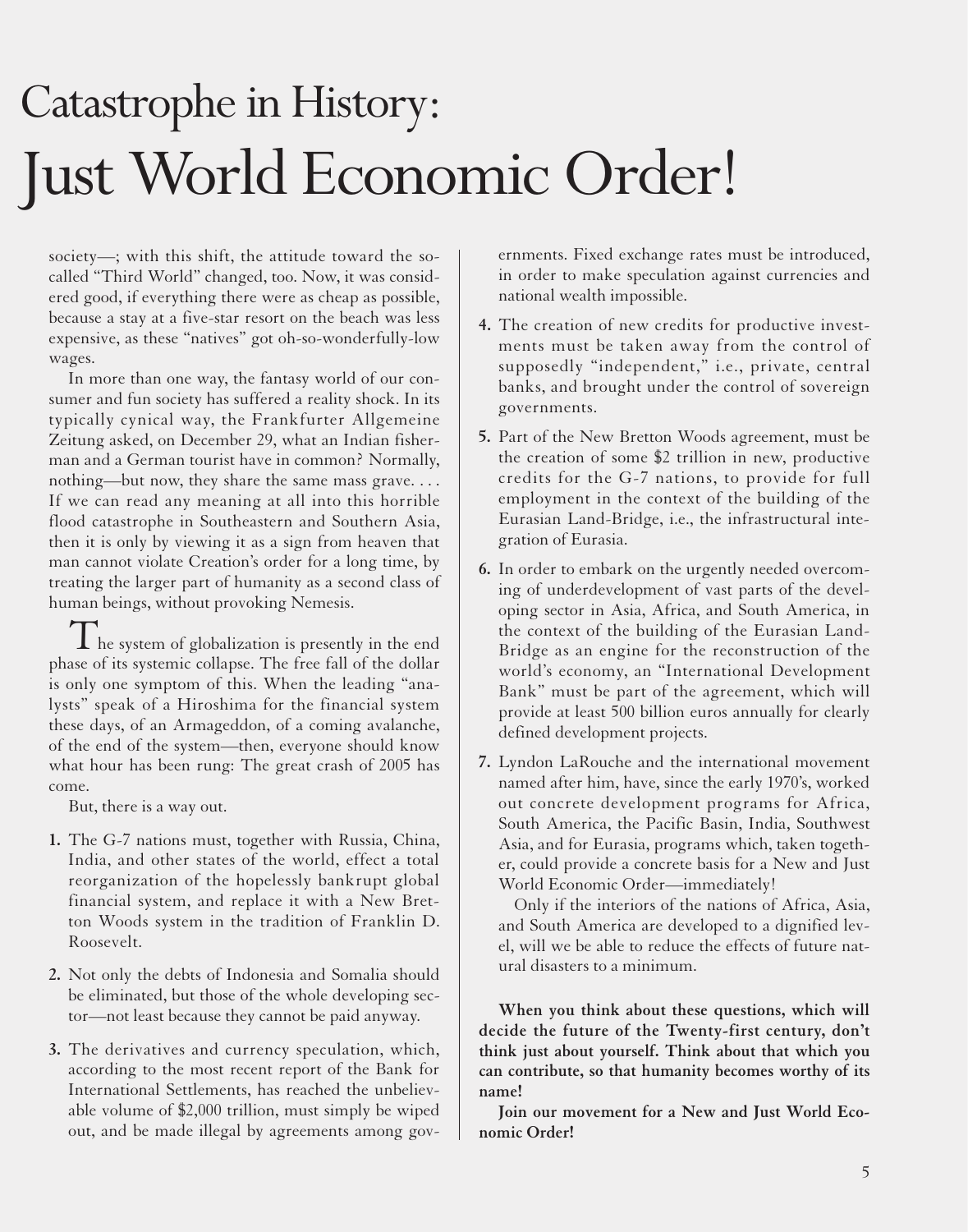# Catastrophe in History:
# Just World Economic Order!

society—; with this shift, the attitude toward the so-called "Third World" changed, too. Now, it was considered good, if everything there were as cheap as possible, because a stay at a five-star resort on the beach was less expensive, as these "natives" got oh-so-wonderfully-low wages.

In more than one way, the fantasy world of our consumer and fun society has suffered a reality shock. In its typically cynical way, the Frankfurter Allgemeine Zeitung asked, on December 29, what an Indian fisherman and a German tourist have in common? Normally, nothing—but now, they share the same mass grave. . . . If we can read any meaning at all into this horrible flood catastrophe in Southeastern and Southern Asia, then it is only by viewing it as a sign from heaven that man cannot violate Creation's order for a long time, by treating the larger part of humanity as a second class of human beings, without provoking Nemesis.

The system of globalization is presently in the end phase of its systemic collapse. The free fall of the dollar is only one symptom of this. When the leading "analysts" speak of a Hiroshima for the financial system these days, of an Armageddon, of a coming avalanche, of the end of the system—then, everyone should know what hour has been rung: The great crash of 2005 has come.

But, there is a way out.

1. The G-7 nations must, together with Russia, China, India, and other states of the world, effect a total reorganization of the hopelessly bankrupt global financial system, and replace it with a New Bretton Woods system in the tradition of Franklin D. Roosevelt.
2. Not only the debts of Indonesia and Somalia should be eliminated, but those of the whole developing sector—not least because they cannot be paid anyway.
3. The derivatives and currency speculation, which, according to the most recent report of the Bank for International Settlements, has reached the unbelievable volume of $2,000 trillion, must simply be wiped out, and be made illegal by agreements among governments. Fixed exchange rates must be introduced, in order to make speculation against currencies and national wealth impossible.
4. The creation of new credits for productive investments must be taken away from the control of supposedly "independent," i.e., private, central banks, and brought under the control of sovereign governments.
5. Part of the New Bretton Woods agreement, must be the creation of some $2 trillion in new, productive credits for the G-7 nations, to provide for full employment in the context of the building of the Eurasian Land-Bridge, i.e., the infrastructural integration of Eurasia.
6. In order to embark on the urgently needed overcoming of underdevelopment of vast parts of the developing sector in Asia, Africa, and South America, in the context of the building of the Eurasian Land-Bridge as an engine for the reconstruction of the world's economy, an "International Development Bank" must be part of the agreement, which will provide at least 500 billion euros annually for clearly defined development projects.
7. Lyndon LaRouche and the international movement named after him, have, since the early 1970's, worked out concrete development programs for Africa, South America, the Pacific Basin, India, Southwest Asia, and for Eurasia, programs which, taken together, could provide a concrete basis for a New and Just World Economic Order—immediately!

Only if the interiors of the nations of Africa, Asia, and South America are developed to a dignified level, will we be able to reduce the effects of future natural disasters to a minimum.

**When you think about these questions, which will decide the future of the Twenty-first century, don't think just about yourself. Think about that which you can contribute, so that humanity becomes worthy of its name!**

**Join our movement for a New and Just World Economic Order!**